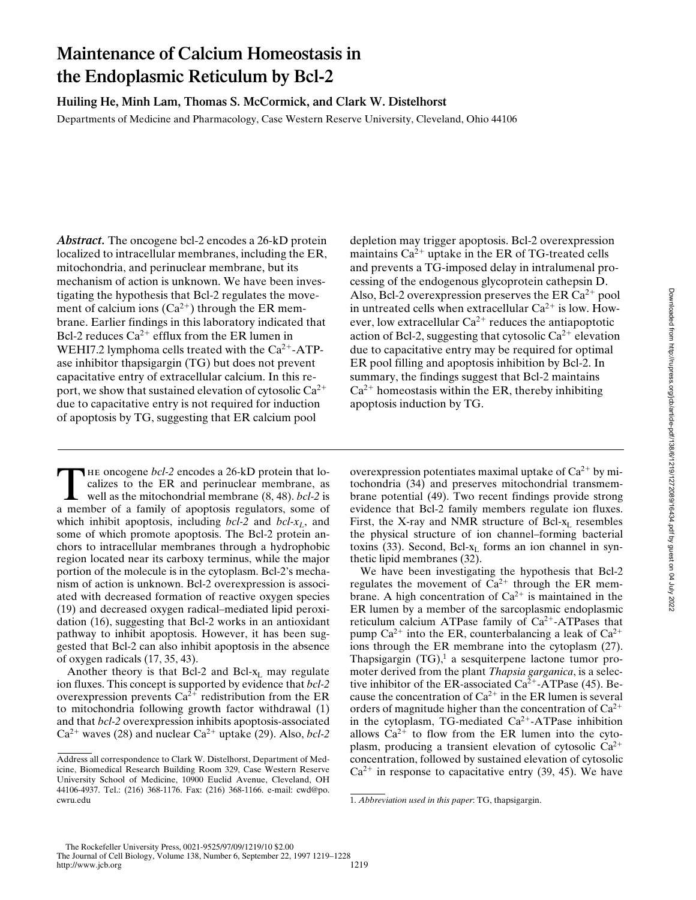# Maintenance of Calcium Homeostasis in the Endoplasmic Reticulum by Bcl-2

**Huiling He, Minh Lam, Thomas S. McCormick, and Clark W. Distelhorst**

Departments of Medicine and Pharmacology, Case Western Reserve University, Cleveland, Ohio 44106

***Abstract.*** The oncogene bcl-2 encodes a 26-kD protein localized to intracellular membranes, including the ER, mitochondria, and perinuclear membrane, but its mechanism of action is unknown. We have been investigating the hypothesis that Bcl-2 regulates the movement of calcium ions ($Ca^{2+}$) through the ER membrane. Earlier findings in this laboratory indicated that Bcl-2 reduces $Ca^{2+}$ efflux from the ER lumen in WEHI7.2 lymphoma cells treated with the $Ca^{2+}$-ATPase inhibitor thapsigargin (TG) but does not prevent capacitative entry of extracellular calcium. In this report, we show that sustained elevation of cytosolic $Ca^{2+}$ due to capacitative entry is not required for induction of apoptosis by TG, suggesting that ER calcium pool depletion may trigger apoptosis. Bcl-2 overexpression maintains $Ca^{2+}$ uptake in the ER of TG-treated cells and prevents a TG-imposed delay in intralumenal processing of the endogenous glycoprotein cathepsin D. Also, Bcl-2 overexpression preserves the ER $Ca^{2+}$ pool in untreated cells when extracellular $Ca^{2+}$ is low. However, low extracellular $Ca^{2+}$ reduces the antiapoptotic action of Bcl-2, suggesting that cytosolic $Ca^{2+}$ elevation due to capacitative entry may be required for optimal ER pool filling and apoptosis inhibition by Bcl-2. In summary, the findings suggest that Bcl-2 maintains $Ca^{2+}$ homeostasis within the ER, thereby inhibiting apoptosis induction by TG.

The oncogene *bcl-2* encodes a 26-kD protein that localizes to the ER and perinuclear membrane, as well as the mitochondrial membrane (8, 48). *bcl-2* is a member of a family of apoptosis regulators, some of which inhibit apoptosis, including *bcl-2* and *bcl-$x_L$*, and some of which promote apoptosis. The Bcl-2 protein anchors to intracellular membranes through a hydrophobic region located near its carboxy terminus, while the major portion of the molecule is in the cytoplasm. Bcl-2's mechanism of action is unknown. Bcl-2 overexpression is associated with decreased formation of reactive oxygen species (19) and decreased oxygen radical–mediated lipid peroxidation (16), suggesting that Bcl-2 works in an antioxidant pathway to inhibit apoptosis. However, it has been suggested that Bcl-2 can also inhibit apoptosis in the absence of oxygen radicals (17, 35, 43).

Another theory is that Bcl-2 and Bcl-$x_L$ may regulate ion fluxes. This concept is supported by evidence that *bcl-2* overexpression prevents $Ca^{2+}$ redistribution from the ER to mitochondria following growth factor withdrawal (1) and that *bcl-2* overexpression inhibits apoptosis-associated $Ca^{2+}$ waves (28) and nuclear $Ca^{2+}$ uptake (29). Also, *bcl-2* overexpression potentiates maximal uptake of $Ca^{2+}$ by mitochondria (34) and preserves mitochondrial transmembrane potential (49). Two recent findings provide strong evidence that Bcl-2 family members regulate ion fluxes. First, the X-ray and NMR structure of Bcl-$x_L$ resembles the physical structure of ion channel–forming bacterial toxins (33). Second, Bcl-$x_L$ forms an ion channel in synthetic lipid membranes (32).

We have been investigating the hypothesis that Bcl-2 regulates the movement of $Ca^{2+}$ through the ER membrane. A high concentration of $Ca^{2+}$ is maintained in the ER lumen by a member of the sarcoplasmic endoplasmic reticulum calcium ATPase family of $Ca^{2+}$-ATPases that pump $Ca^{2+}$ into the ER, counterbalancing a leak of $Ca^{2+}$ ions through the ER membrane into the cytoplasm (27). Thapsigargin (TG),[1] a sesquiterpene lactone tumor promoter derived from the plant *Thapsia garganica*, is a selective inhibitor of the ER-associated $Ca^{2+}$-ATPase (45). Because the concentration of $Ca^{2+}$ in the ER lumen is several orders of magnitude higher than the concentration of $Ca^{2+}$ in the cytoplasm, TG-mediated $Ca^{2+}$-ATPase inhibition allows $Ca^{2+}$ to flow from the ER lumen into the cytoplasm, producing a transient elevation of cytosolic $Ca^{2+}$ concentration, followed by sustained elevation of cytosolic $Ca^{2+}$ in response to capacitative entry (39, 45). We have

Address all correspondence to Clark W. Distelhorst, Department of Medicine, Biomedical Research Building Room 329, Case Western Reserve University School of Medicine, 10900 Euclid Avenue, Cleveland, OH 44106-4937. Tel.: (216) 368-1176. Fax: (216) 368-1166. e-mail: cwd@po.cwru.edu

1. *Abbreviation used in this paper*: TG, thapsigargin.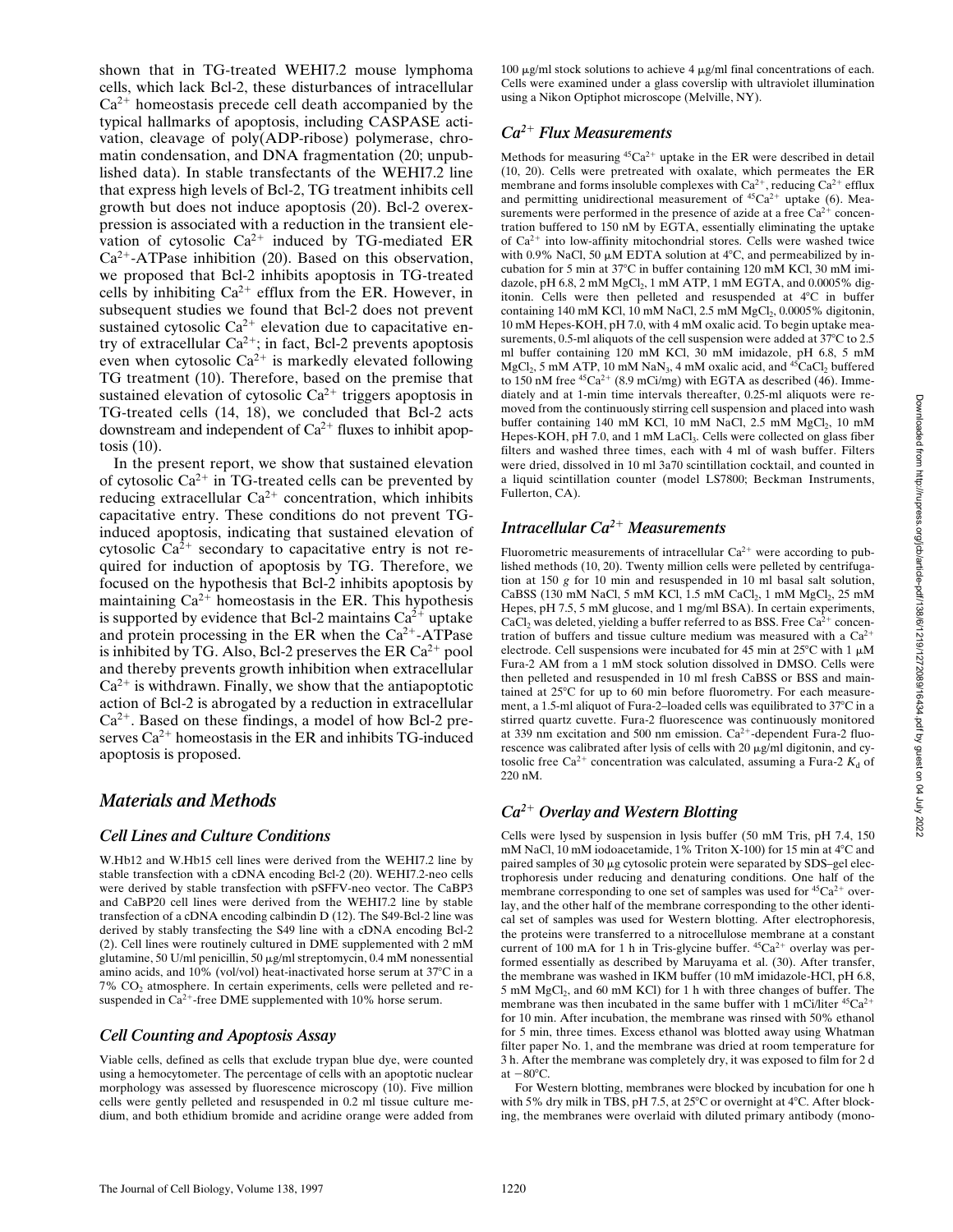shown that in TG-treated WEHI7.2 mouse lymphoma cells, which lack Bcl-2, these disturbances of intracellular $Ca^{2+}$ homeostasis precede cell death accompanied by the typical hallmarks of apoptosis, including CASPASE activation, cleavage of poly(ADP-ribose) polymerase, chromatin condensation, and DNA fragmentation (20; unpublished data). In stable transfectants of the WEHI7.2 line that express high levels of Bcl-2, TG treatment inhibits cell growth but does not induce apoptosis (20). Bcl-2 overexpression is associated with a reduction in the transient elevation of cytosolic $Ca^{2+}$ induced by TG-mediated ER $Ca^{2+}$-ATPase inhibition (20). Based on this observation, we proposed that Bcl-2 inhibits apoptosis in TG-treated cells by inhibiting $Ca^{2+}$ efflux from the ER. However, in subsequent studies we found that Bcl-2 does not prevent sustained cytosolic $Ca^{2+}$ elevation due to capacitative entry of extracellular $Ca^{2+}$; in fact, Bcl-2 prevents apoptosis even when cytosolic $Ca^{2+}$ is markedly elevated following TG treatment (10). Therefore, based on the premise that sustained elevation of cytosolic $Ca^{2+}$ triggers apoptosis in TG-treated cells (14, 18), we concluded that Bcl-2 acts downstream and independent of $Ca^{2+}$ fluxes to inhibit apoptosis (10).

In the present report, we show that sustained elevation of cytosolic $Ca^{2+}$ in TG-treated cells can be prevented by reducing extracellular $Ca^{2+}$ concentration, which inhibits capacitative entry. These conditions do not prevent TG-induced apoptosis, indicating that sustained elevation of cytosolic $Ca^{2+}$ secondary to capacitative entry is not required for induction of apoptosis by TG. Therefore, we focused on the hypothesis that Bcl-2 inhibits apoptosis by maintaining $Ca^{2+}$ homeostasis in the ER. This hypothesis is supported by evidence that Bcl-2 maintains $Ca^{2+}$ uptake and protein processing in the ER when the $Ca^{2+}$-ATPase is inhibited by TG. Also, Bcl-2 preserves the ER $Ca^{2+}$ pool and thereby prevents growth inhibition when extracellular $Ca^{2+}$ is withdrawn. Finally, we show that the antiapoptotic action of Bcl-2 is abrogated by a reduction in extracellular $Ca^{2+}$. Based on these findings, a model of how Bcl-2 preserves $Ca^{2+}$ homeostasis in the ER and inhibits TG-induced apoptosis is proposed.

## Materials and Methods

### Cell Lines and Culture Conditions

W.Hb12 and W.Hb15 cell lines were derived from the WEHI7.2 line by stable transfection with a cDNA encoding Bcl-2 (20). WEHI7.2-neo cells were derived by stable transfection with pSFFV-neo vector. The CaBP3 and CaBP20 cell lines were derived from the WEHI7.2 line by stable transfection of a cDNA encoding calbindin D (12). The S49-Bcl-2 line was derived by stably transfecting the S49 line with a cDNA encoding Bcl-2 (2). Cell lines were routinely cultured in DME supplemented with 2 mM glutamine, 50 U/ml penicillin, 50 μg/ml streptomycin, 0.4 mM nonessential amino acids, and 10% (vol/vol) heat-inactivated horse serum at 37°C in a 7% $CO_2$ atmosphere. In certain experiments, cells were pelleted and resuspended in $Ca^{2+}$-free DME supplemented with 10% horse serum.

### Cell Counting and Apoptosis Assay

Viable cells, defined as cells that exclude trypan blue dye, were counted using a hemocytometer. The percentage of cells with an apoptotic nuclear morphology was assessed by fluorescence microscopy (10). Five million cells were gently pelleted and resuspended in 0.2 ml tissue culture medium, and both ethidium bromide and acridine orange were added from 100 μg/ml stock solutions to achieve 4 μg/ml final concentrations of each. Cells were examined under a glass coverslip with ultraviolet illumination using a Nikon Optiphot microscope (Melville, NY).

### $Ca^{2+}$ Flux Measurements

Methods for measuring $^{45}Ca^{2+}$ uptake in the ER were described in detail (10, 20). Cells were pretreated with oxalate, which permeates the ER membrane and forms insoluble complexes with $Ca^{2+}$, reducing $Ca^{2+}$ efflux and permitting unidirectional measurement of $^{45}Ca^{2+}$ uptake (6). Measurements were performed in the presence of azide at a free $Ca^{2+}$ concentration buffered to 150 nM by EGTA, essentially eliminating the uptake of $Ca^{2+}$ into low-affinity mitochondrial stores. Cells were washed twice with 0.9% NaCl, 50 μM EDTA solution at 4°C, and permeabilized by incubation for 5 min at 37°C in buffer containing 120 mM KCl, 30 mM imidazole, pH 6.8, 2 mM $MgCl_2$, 1 mM ATP, 1 mM EGTA, and 0.0005% digitonin. Cells were then pelleted and resuspended at 4°C in buffer containing 140 mM KCl, 10 mM NaCl, 2.5 mM $MgCl_2$, 0.0005% digitonin, 10 mM Hepes-KOH, pH 7.0, with 4 mM oxalic acid. To begin uptake measurements, 0.5-ml aliquots of the cell suspension were added at 37°C to 2.5 ml buffer containing 120 mM KCl, 30 mM imidazole, pH 6.8, 5 mM $MgCl_2$, 5 mM ATP, 10 mM $NaN_3$, 4 mM oxalic acid, and $^{45}CaCl_2$ buffered to 150 nM free $^{45}Ca^{2+}$ (8.9 mCi/mg) with EGTA as described (46). Immediately and at 1-min time intervals thereafter, 0.25-ml aliquots were removed from the continuously stirring cell suspension and placed into wash buffer containing 140 mM KCl, 10 mM NaCl, 2.5 mM $MgCl_2$, 10 mM Hepes-KOH, pH 7.0, and 1 mM $LaCl_3$. Cells were collected on glass fiber filters and washed three times, each with 4 ml of wash buffer. Filters were dried, dissolved in 10 ml 3a70 scintillation cocktail, and counted in a liquid scintillation counter (model LS7800; Beckman Instruments, Fullerton, CA).

### Intracellular $Ca^{2+}$ Measurements

Fluorometric measurements of intracellular $Ca^{2+}$ were according to published methods (10, 20). Twenty million cells were pelleted by centrifugation at 150 *g* for 10 min and resuspended in 10 ml basal salt solution, CaBSS (130 mM NaCl, 5 mM KCl, 1.5 mM $CaCl_2$, 1 mM $MgCl_2$, 25 mM Hepes, pH 7.5, 5 mM glucose, and 1 mg/ml BSA). In certain experiments, $CaCl_2$ was deleted, yielding a buffer referred to as BSS. Free $Ca^{2+}$ concentration of buffers and tissue culture medium was measured with a $Ca^{2+}$ electrode. Cell suspensions were incubated for 45 min at 25°C with 1 μM Fura-2 AM from a 1 mM stock solution dissolved in DMSO. Cells were then pelleted and resuspended in 10 ml fresh CaBSS or BSS and maintained at 25°C for up to 60 min before fluorometry. For each measurement, a 1.5-ml aliquot of Fura-2–loaded cells was equilibrated to 37°C in a stirred quartz cuvette. Fura-2 fluorescence was continuously monitored at 339 nm excitation and 500 nm emission. $Ca^{2+}$-dependent Fura-2 fluorescence was calibrated after lysis of cells with 20 μg/ml digitonin, and cytosolic free $Ca^{2+}$ concentration was calculated, assuming a Fura-2 $K_d$ of 220 nM.

### $Ca^{2+}$ Overlay and Western Blotting

Cells were lysed by suspension in lysis buffer (50 mM Tris, pH 7.4, 150 mM NaCl, 10 mM iodoacetamide, 1% Triton X-100) for 15 min at 4°C and paired samples of 30 μg cytosolic protein were separated by SDS–gel electrophoresis under reducing and denaturing conditions. One half of the membrane corresponding to one set of samples was used for $^{45}Ca^{2+}$ overlay, and the other half of the membrane corresponding to the other identical set of samples was used for Western blotting. After electrophoresis, the proteins were transferred to a nitrocellulose membrane at a constant current of 100 mA for 1 h in Tris-glycine buffer. $^{45}Ca^{2+}$ overlay was performed essentially as described by Maruyama et al. (30). After transfer, the membrane was washed in IKM buffer (10 mM imidazole-HCl, pH 6.8, 5 mM $MgCl_2$, and 60 mM KCl) for 1 h with three changes of buffer. The membrane was then incubated in the same buffer with 1 mCi/liter $^{45}Ca^{2+}$ for 10 min. After incubation, the membrane was rinsed with 50% ethanol for 5 min, three times. Excess ethanol was blotted away using Whatman filter paper No. 1, and the membrane was dried at room temperature for 3 h. After the membrane was completely dry, it was exposed to film for 2 d at −80°C.

For Western blotting, membranes were blocked by incubation for one h with 5% dry milk in TBS, pH 7.5, at 25°C or overnight at 4°C. After blocking, the membranes were overlaid with diluted primary antibody (mono-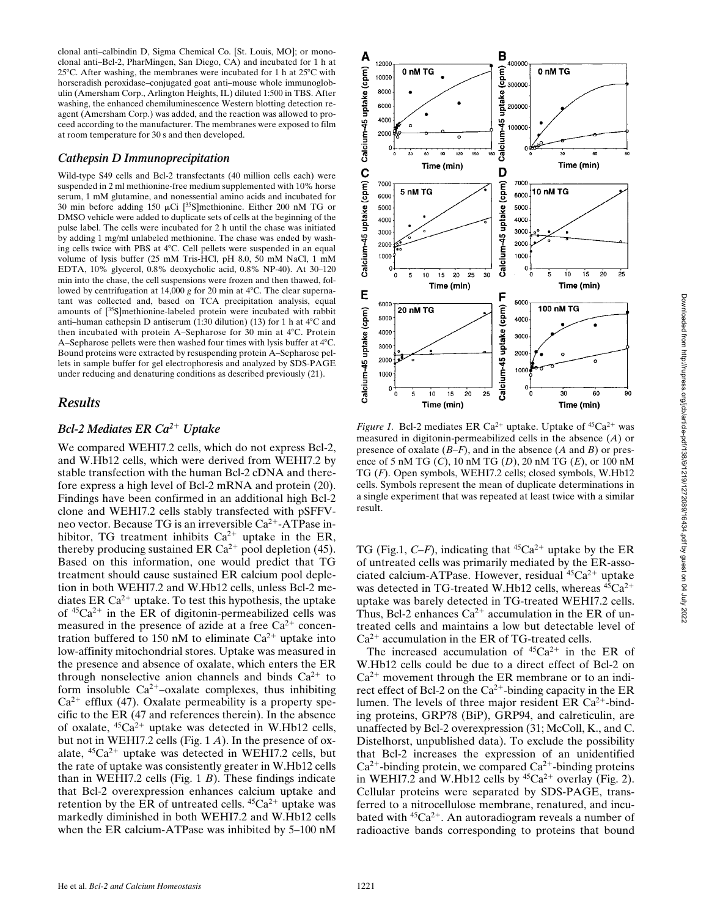clonal anti–calbindin D, Sigma Chemical Co. [St. Louis, MO]; or monoclonal anti–Bcl-2, PharMingen, San Diego, CA) and incubated for 1 h at 25°C. After washing, the membranes were incubated for 1 h at 25°C with horseradish peroxidase–conjugated goat anti–mouse whole immunoglobulin (Amersham Corp., Arlington Heights, IL) diluted 1:500 in TBS. After washing, the enhanced chemiluminescence Western blotting detection reagent (Amersham Corp.) was added, and the reaction was allowed to proceed according to the manufacturer. The membranes were exposed to film at room temperature for 30 s and then developed.

### *Cathepsin D Immunoprecipitation*

Wild-type S49 cells and Bcl-2 transfectants (40 million cells each) were suspended in 2 ml methionine-free medium supplemented with 10% horse serum, 1 mM glutamine, and nonessential amino acids and incubated for 30 min before adding 150 μCi [$^{35}$S]methionine. Either 200 nM TG or DMSO vehicle were added to duplicate sets of cells at the beginning of the pulse label. The cells were incubated for 2 h until the chase was initiated by adding 1 mg/ml unlabeled methionine. The chase was ended by washing cells twice with PBS at 4°C. Cell pellets were suspended in an equal volume of lysis buffer (25 mM Tris-HCl, pH 8.0, 50 mM NaCl, 1 mM EDTA, 10% glycerol, 0.8% deoxycholic acid, 0.8% NP-40). At 30–120 min into the chase, the cell suspensions were frozen and then thawed, followed by centrifugation at 14,000 *g* for 20 min at 4°C. The clear supernatant was collected and, based on TCA precipitation analysis, equal amounts of [$^{35}$S]methionine-labeled protein were incubated with rabbit anti–human cathepsin D antiserum (1:30 dilution) (13) for 1 h at 4°C and then incubated with protein A–Sepharose for 30 min at 4°C. Protein A–Sepharose pellets were then washed four times with lysis buffer at 4°C. Bound proteins were extracted by resuspending protein A–Sepharose pellets in sample buffer for gel electrophoresis and analyzed by SDS-PAGE under reducing and denaturing conditions as described previously (21).

## *Results*

### *Bcl-2 Mediates ER $Ca^{2+}$ Uptake*

We compared WEHI7.2 cells, which do not express Bcl-2, and W.Hb12 cells, which were derived from WEHI7.2 by stable transfection with the human Bcl-2 cDNA and therefore express a high level of Bcl-2 mRNA and protein (20). Findings have been confirmed in an additional high Bcl-2 clone and WEHI7.2 cells stably transfected with pSFFV-neo vector. Because TG is an irreversible $Ca^{2+}$-ATPase inhibitor, TG treatment inhibits $Ca^{2+}$ uptake in the ER, thereby producing sustained ER $Ca^{2+}$ pool depletion (45). Based on this information, one would predict that TG treatment should cause sustained ER calcium pool depletion in both WEHI7.2 and W.Hb12 cells, unless Bcl-2 mediates ER $Ca^{2+}$ uptake. To test this hypothesis, the uptake of $^{45}Ca^{2+}$ in the ER of digitonin-permeabilized cells was measured in the presence of azide at a free $Ca^{2+}$ concentration buffered to 150 nM to eliminate $Ca^{2+}$ uptake into low-affinity mitochondrial stores. Uptake was measured in the presence and absence of oxalate, which enters the ER through nonselective anion channels and binds $Ca^{2+}$ to form insoluble $Ca^{2+}$–oxalate complexes, thus inhibiting $Ca^{2+}$ efflux (47). Oxalate permeability is a property specific to the ER (47 and references therein). In the absence of oxalate, $^{45}Ca^{2+}$ uptake was detected in W.Hb12 cells, but not in WEHI7.2 cells (Fig. 1 *A*). In the presence of oxalate, $^{45}Ca^{2+}$ uptake was detected in WEHI7.2 cells, but the rate of uptake was consistently greater in W.Hb12 cells than in WEHI7.2 cells (Fig. 1 *B*). These findings indicate that Bcl-2 overexpression enhances calcium uptake and retention by the ER of untreated cells. $^{45}Ca^{2+}$ uptake was markedly diminished in both WEHI7.2 and W.Hb12 cells when the ER calcium-ATPase was inhibited by 5–100 nM TG (Fig.1, *C–F*), indicating that $^{45}Ca^{2+}$ uptake by the ER of untreated cells was primarily mediated by the ER-associated calcium-ATPase. However, residual $^{45}Ca^{2+}$ uptake was detected in TG-treated W.Hb12 cells, whereas $^{45}Ca^{2+}$ uptake was barely detected in TG-treated WEHI7.2 cells. Thus, Bcl-2 enhances $Ca^{2+}$ accumulation in the ER of untreated cells and maintains a low but detectable level of $Ca^{2+}$ accumulation in the ER of TG-treated cells.

*Figure 1.* Bcl-2 mediates ER $Ca^{2+}$ uptake. Uptake of $^{45}Ca^{2+}$ was measured in digitonin-permeabilized cells in the absence (*A*) or presence of oxalate (*B–F*), and in the absence (*A* and *B*) or presence of 5 nM TG (*C*), 10 nM TG (*D*), 20 nM TG (*E*), or 100 nM TG (*F*). Open symbols, WEHI7.2 cells; closed symbols, W.Hb12 cells. Symbols represent the mean of duplicate determinations in a single experiment that was repeated at least twice with a similar result.

The increased accumulation of $^{45}Ca^{2+}$ in the ER of W.Hb12 cells could be due to a direct effect of Bcl-2 on $Ca^{2+}$ movement through the ER membrane or to an indirect effect of Bcl-2 on the $Ca^{2+}$-binding capacity in the ER lumen. The levels of three major resident ER $Ca^{2+}$-binding proteins, GRP78 (BiP), GRP94, and calreticulin, are unaffected by Bcl-2 overexpression (31; McColl, K., and C. Distelhorst, unpublished data). To exclude the possibility that Bcl-2 increases the expression of an unidentified $Ca^{2+}$-binding protein, we compared $Ca^{2+}$-binding proteins in WEHI7.2 and W.Hb12 cells by $^{45}Ca^{2+}$ overlay (Fig. 2). Cellular proteins were separated by SDS-PAGE, transferred to a nitrocellulose membrane, renatured, and incubated with $^{45}Ca^{2+}$. An autoradiogram reveals a number of radioactive bands corresponding to proteins that bound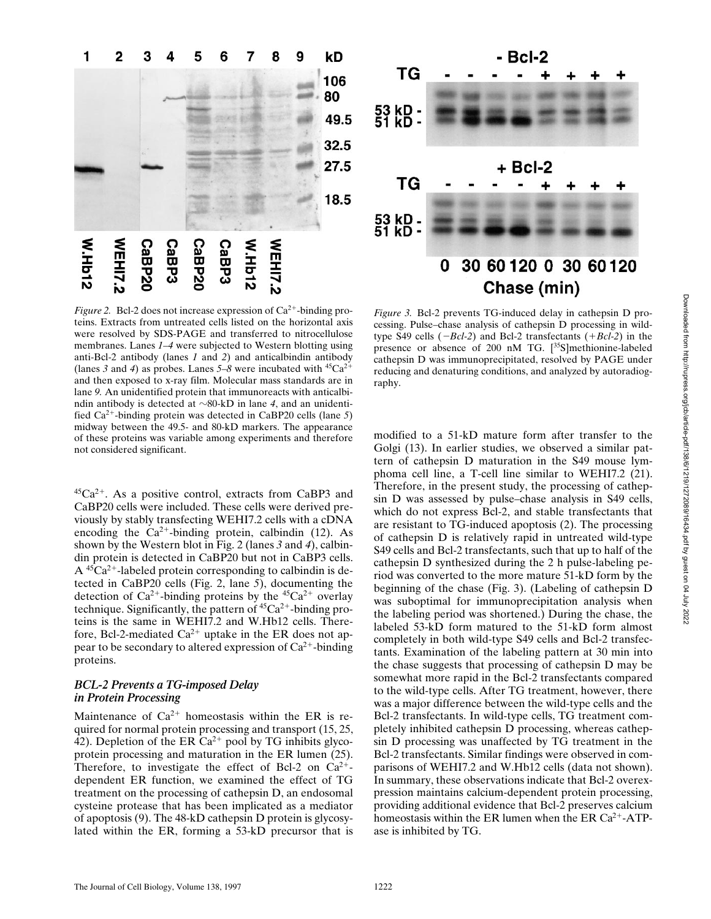*Figure 2.* Bcl-2 does not increase expression of $Ca^{2+}$-binding proteins. Extracts from untreated cells listed on the horizontal axis were resolved by SDS-PAGE and transferred to nitrocellulose membranes. Lanes *1–4* were subjected to Western blotting using anti-Bcl-2 antibody (lanes *1* and *2*) and anticalbindin antibody (lanes *3* and *4*) as probes. Lanes *5–8* were incubated with $^{45}Ca^{2+}$ and then exposed to x-ray film. Molecular mass standards are in lane *9.* An unidentified protein that immunoreacts with anticalbindin antibody is detected at ~80-kD in lane *4*, and an unidentified $Ca^{2+}$-binding protein was detected in CaBP20 cells (lane *5*) midway between the 49.5- and 80-kD markers. The appearance of these proteins was variable among experiments and therefore not considered significant.

$^{45}Ca^{2+}$. As a positive control, extracts from CaBP3 and CaBP20 cells were included. These cells were derived previously by stably transfecting WEHI7.2 cells with a cDNA encoding the $Ca^{2+}$-binding protein, calbindin (12). As shown by the Western blot in Fig. 2 (lanes *3* and *4*), calbindin protein is detected in CaBP20 but not in CaBP3 cells. A $^{45}Ca^{2+}$-labeled protein corresponding to calbindin is detected in CaBP20 cells (Fig. 2, lane *5*), documenting the detection of $Ca^{2+}$-binding proteins by the $^{45}Ca^{2+}$ overlay technique. Significantly, the pattern of $^{45}Ca^{2+}$-binding proteins is the same in WEHI7.2 and W.Hb12 cells. Therefore, Bcl-2-mediated $Ca^{2+}$ uptake in the ER does not appear to be secondary to altered expression of $Ca^{2+}$-binding proteins.

### *BCL-2 Prevents a TG-imposed Delay in Protein Processing*

Maintenance of $Ca^{2+}$ homeostasis within the ER is required for normal protein processing and transport (15, 25, 42). Depletion of the ER $Ca^{2+}$ pool by TG inhibits glycoprotein processing and maturation in the ER lumen (25). Therefore, to investigate the effect of Bcl-2 on $Ca^{2+}$-dependent ER function, we examined the effect of TG treatment on the processing of cathepsin D, an endosomal cysteine protease that has been implicated as a mediator of apoptosis (9). The 48-kD cathepsin D protein is glycosylated within the ER, forming a 53-kD precursor that is modified to a 51-kD mature form after transfer to the Golgi (13). In earlier studies, we observed a similar pattern of cathepsin D maturation in the S49 mouse lymphoma cell line, a T-cell line similar to WEHI7.2 (21). Therefore, in the present study, the processing of cathepsin D was assessed by pulse–chase analysis in S49 cells, which do not express Bcl-2, and stable transfectants that are resistant to TG-induced apoptosis (2). The processing of cathepsin D is relatively rapid in untreated wild-type S49 cells and Bcl-2 transfectants, such that up to half of the cathepsin D synthesized during the 2 h pulse-labeling period was converted to the more mature 51-kD form by the beginning of the chase (Fig. 3). (Labeling of cathepsin D was suboptimal for immunoprecipitation analysis when the labeling period was shortened.) During the chase, the labeled 53-kD form matured to the 51-kD form almost completely in both wild-type S49 cells and Bcl-2 transfectants. Examination of the labeling pattern at 30 min into the chase suggests that processing of cathepsin D may be somewhat more rapid in the Bcl-2 transfectants compared to the wild-type cells. After TG treatment, however, there was a major difference between the wild-type cells and the Bcl-2 transfectants. In wild-type cells, TG treatment completely inhibited cathepsin D processing, whereas cathepsin D processing was unaffected by TG treatment in the Bcl-2 transfectants. Similar findings were observed in comparisons of WEHI7.2 and W.Hb12 cells (data not shown). In summary, these observations indicate that Bcl-2 overexpression maintains calcium-dependent protein processing, providing additional evidence that Bcl-2 preserves calcium homeostasis within the ER lumen when the ER $Ca^{2+}$-ATPase is inhibited by TG.

*Figure 3.* Bcl-2 prevents TG-induced delay in cathepsin D processing. Pulse–chase analysis of cathepsin D processing in wild-type S49 cells (*−Bcl-2*) and Bcl-2 transfectants (*+Bcl-2*) in the presence or absence of 200 nM TG. [$^{35}$S]methionine-labeled cathepsin D was immunoprecipitated, resolved by PAGE under reducing and denaturing conditions, and analyzed by autoradiography.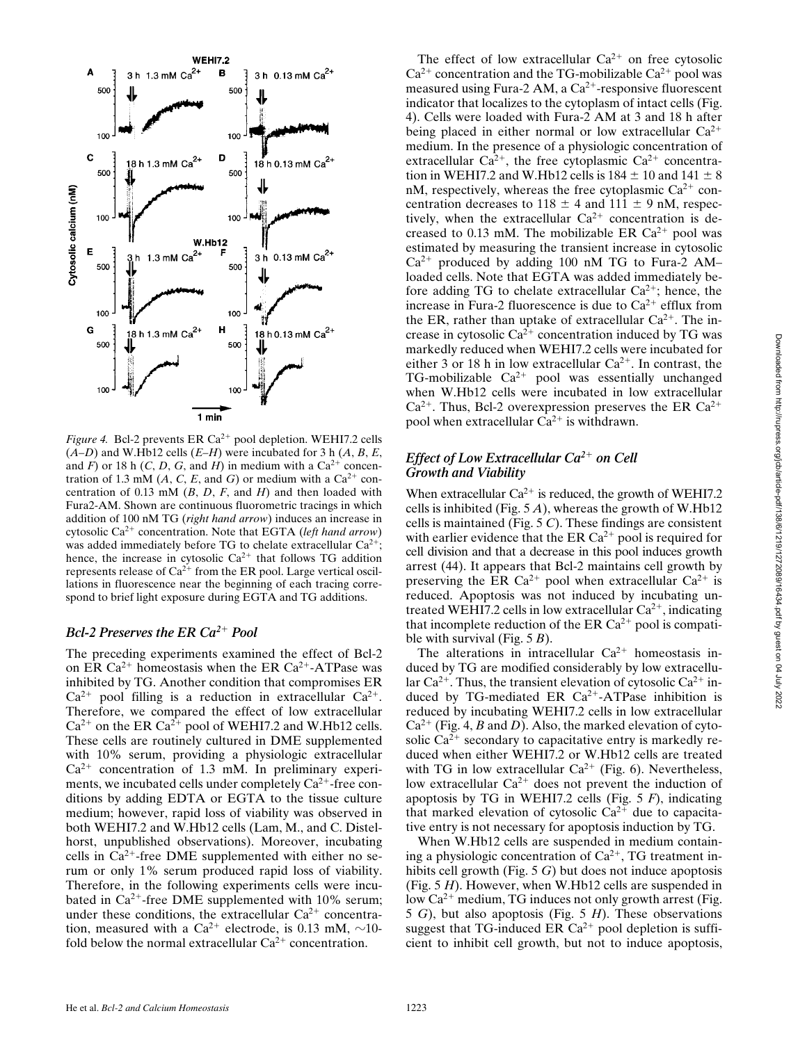*Figure 4.* Bcl-2 prevents ER $Ca^{2+}$ pool depletion. WEHI7.2 cells (*A–D*) and W.Hb12 cells (*E–H*) were incubated for 3 h (*A*, *B*, *E*, and *F*) or 18 h (*C*, *D*, *G*, and *H*) in medium with a $Ca^{2+}$ concentration of 1.3 mM (*A*, *C*, *E*, and *G*) or medium with a $Ca^{2+}$ concentration of 0.13 mM (*B*, *D*, *F*, and *H*) and then loaded with Fura2-AM. Shown are continuous fluorometric tracings in which addition of 100 nM TG (*right hand arrow*) induces an increase in cytosolic $Ca^{2+}$ concentration. Note that EGTA (*left hand arrow*) was added immediately before TG to chelate extracellular $Ca^{2+}$; hence, the increase in cytosolic $Ca^{2+}$ that follows TG addition represents release of $Ca^{2+}$ from the ER pool. Large vertical oscillations in fluorescence near the beginning of each tracing correspond to brief light exposure during EGTA and TG additions.

### *Bcl-2 Preserves the ER $Ca^{2+}$ Pool*

The preceding experiments examined the effect of Bcl-2 on ER $Ca^{2+}$ homeostasis when the ER $Ca^{2+}$-ATPase was inhibited by TG. Another condition that compromises ER $Ca^{2+}$ pool filling is a reduction in extracellular $Ca^{2+}$. Therefore, we compared the effect of low extracellular $Ca^{2+}$ on the ER $Ca^{2+}$ pool of WEHI7.2 and W.Hb12 cells. These cells are routinely cultured in DME supplemented with 10% serum, providing a physiologic extracellular $Ca^{2+}$ concentration of 1.3 mM. In preliminary experiments, we incubated cells under completely $Ca^{2+}$-free conditions by adding EDTA or EGTA to the tissue culture medium; however, rapid loss of viability was observed in both WEHI7.2 and W.Hb12 cells (Lam, M., and C. Distelhorst, unpublished observations). Moreover, incubating cells in $Ca^{2+}$-free DME supplemented with either no serum or only 1% serum produced rapid loss of viability. Therefore, in the following experiments cells were incubated in $Ca^{2+}$-free DME supplemented with 10% serum; under these conditions, the extracellular $Ca^{2+}$ concentration, measured with a $Ca^{2+}$ electrode, is 0.13 mM, ~10-fold below the normal extracellular $Ca^{2+}$ concentration.

The effect of low extracellular $Ca^{2+}$ on free cytosolic $Ca^{2+}$ concentration and the TG-mobilizable $Ca^{2+}$ pool was measured using Fura-2 AM, a $Ca^{2+}$-responsive fluorescent indicator that localizes to the cytoplasm of intact cells (Fig. 4). Cells were loaded with Fura-2 AM at 3 and 18 h after being placed in either normal or low extracellular $Ca^{2+}$ medium. In the presence of a physiologic concentration of extracellular $Ca^{2+}$, the free cytoplasmic $Ca^{2+}$ concentration in WEHI7.2 and W.Hb12 cells is $184 \pm 10$ and $141 \pm 8$ nM, respectively, whereas the free cytoplasmic $Ca^{2+}$ concentration decreases to $118 \pm 4$ and $111 \pm 9$ nM, respectively, when the extracellular $Ca^{2+}$ concentration is decreased to 0.13 mM. The mobilizable ER $Ca^{2+}$ pool was estimated by measuring the transient increase in cytosolic $Ca^{2+}$ produced by adding 100 nM TG to Fura-2 AM–loaded cells. Note that EGTA was added immediately before adding TG to chelate extracellular $Ca^{2+}$; hence, the increase in Fura-2 fluorescence is due to $Ca^{2+}$ efflux from the ER, rather than uptake of extracellular $Ca^{2+}$. The increase in cytosolic $Ca^{2+}$ concentration induced by TG was markedly reduced when WEHI7.2 cells were incubated for either 3 or 18 h in low extracellular $Ca^{2+}$. In contrast, the TG-mobilizable $Ca^{2+}$ pool was essentially unchanged when W.Hb12 cells were incubated in low extracellular $Ca^{2+}$. Thus, Bcl-2 overexpression preserves the ER $Ca^{2+}$ pool when extracellular $Ca^{2+}$ is withdrawn.

### *Effect of Low Extracellular $Ca^{2+}$ on Cell Growth and Viability*

When extracellular $Ca^{2+}$ is reduced, the growth of WEHI7.2 cells is inhibited (Fig. 5 *A*), whereas the growth of W.Hb12 cells is maintained (Fig. 5 *C*). These findings are consistent with earlier evidence that the ER $Ca^{2+}$ pool is required for cell division and that a decrease in this pool induces growth arrest (44). It appears that Bcl-2 maintains cell growth by preserving the ER $Ca^{2+}$ pool when extracellular $Ca^{2+}$ is reduced. Apoptosis was not induced by incubating untreated WEHI7.2 cells in low extracellular $Ca^{2+}$, indicating that incomplete reduction of the ER $Ca^{2+}$ pool is compatible with survival (Fig. 5 *B*).

The alterations in intracellular $Ca^{2+}$ homeostasis induced by TG are modified considerably by low extracellular $Ca^{2+}$. Thus, the transient elevation of cytosolic $Ca^{2+}$ induced by TG-mediated ER $Ca^{2+}$-ATPase inhibition is reduced by incubating WEHI7.2 cells in low extracellular $Ca^{2+}$ (Fig. 4, *B* and *D*). Also, the marked elevation of cytosolic $Ca^{2+}$ secondary to capacitative entry is markedly reduced when either WEHI7.2 or W.Hb12 cells are treated with TG in low extracellular $Ca^{2+}$ (Fig. 6). Nevertheless, low extracellular $Ca^{2+}$ does not prevent the induction of apoptosis by TG in WEHI7.2 cells (Fig. 5 *F*), indicating that marked elevation of cytosolic $Ca^{2+}$ due to capacitative entry is not necessary for apoptosis induction by TG.

When W.Hb12 cells are suspended in medium containing a physiologic concentration of $Ca^{2+}$, TG treatment inhibits cell growth (Fig. 5 *G*) but does not induce apoptosis (Fig. 5 *H*). However, when W.Hb12 cells are suspended in low $Ca^{2+}$ medium, TG induces not only growth arrest (Fig. 5 *G*), but also apoptosis (Fig. 5 *H*). These observations suggest that TG-induced ER $Ca^{2+}$ pool depletion is sufficient to inhibit cell growth, but not to induce apoptosis,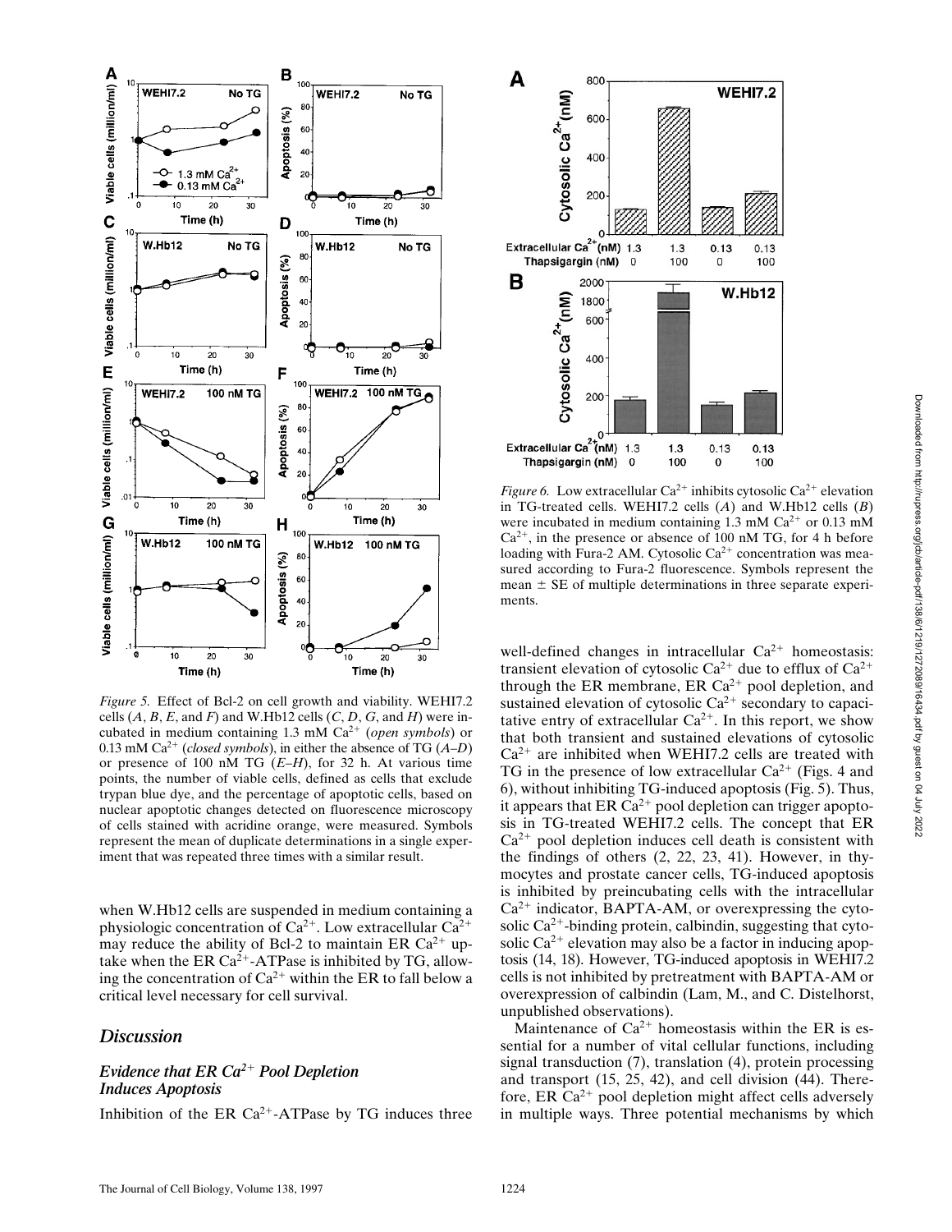*Figure 5.* Effect of Bcl-2 on cell growth and viability. WEHI7.2 cells (*A*, *B*, *E*, and *F*) and W.Hb12 cells (*C*, *D*, *G*, and *H*) were incubated in medium containing 1.3 mM $Ca^{2+}$ (*open symbols*) or 0.13 mM $Ca^{2+}$ (*closed symbols*), in either the absence of TG (*A–D*) or presence of 100 nM TG (*E–H*), for 32 h. At various time points, the number of viable cells, defined as cells that exclude trypan blue dye, and the percentage of apoptotic cells, based on nuclear apoptotic changes detected on fluorescence microscopy of cells stained with acridine orange, were measured. Symbols represent the mean of duplicate determinations in a single experiment that was repeated three times with a similar result.

when W.Hb12 cells are suspended in medium containing a physiologic concentration of $Ca^{2+}$. Low extracellular $Ca^{2+}$ may reduce the ability of Bcl-2 to maintain ER $Ca^{2+}$ uptake when the ER $Ca^{2+}$-ATPase is inhibited by TG, allowing the concentration of $Ca^{2+}$ within the ER to fall below a critical level necessary for cell survival.

## Discussion

### Evidence that ER $Ca^{2+}$ Pool Depletion Induces Apoptosis

Inhibition of the ER $Ca^{2+}$-ATPase by TG induces three well-defined changes in intracellular $Ca^{2+}$ homeostasis: transient elevation of cytosolic $Ca^{2+}$ due to efflux of $Ca^{2+}$ through the ER membrane, ER $Ca^{2+}$ pool depletion, and sustained elevation of cytosolic $Ca^{2+}$ secondary to capacitative entry of extracellular $Ca^{2+}$. In this report, we show that both transient and sustained elevations of cytosolic $Ca^{2+}$ are inhibited when WEHI7.2 cells are treated with TG in the presence of low extracellular $Ca^{2+}$ (Figs. 4 and 6), without inhibiting TG-induced apoptosis (Fig. 5). Thus, it appears that ER $Ca^{2+}$ pool depletion can trigger apoptosis in TG-treated WEHI7.2 cells. The concept that ER $Ca^{2+}$ pool depletion induces cell death is consistent with the findings of others (2, 22, 23, 41). However, in thymocytes and prostate cancer cells, TG-induced apoptosis is inhibited by preincubating cells with the intracellular $Ca^{2+}$ indicator, BAPTA-AM, or overexpressing the cytosolic $Ca^{2+}$-binding protein, calbindin, suggesting that cytosolic $Ca^{2+}$ elevation may also be a factor in inducing apoptosis (14, 18). However, TG-induced apoptosis in WEHI7.2 cells is not inhibited by pretreatment with BAPTA-AM or overexpression of calbindin (Lam, M., and C. Distelhorst, unpublished observations).

Maintenance of $Ca^{2+}$ homeostasis within the ER is essential for a number of vital cellular functions, including signal transduction (7), translation (4), protein processing and transport (15, 25, 42), and cell division (44). Therefore, ER $Ca^{2+}$ pool depletion might affect cells adversely in multiple ways. Three potential mechanisms by which

*Figure 6.* Low extracellular $Ca^{2+}$ inhibits cytosolic $Ca^{2+}$ elevation in TG-treated cells. WEHI7.2 cells (*A*) and W.Hb12 cells (*B*) were incubated in medium containing 1.3 mM $Ca^{2+}$ or 0.13 mM $Ca^{2+}$, in the presence or absence of 100 nM TG, for 4 h before loading with Fura-2 AM. Cytosolic $Ca^{2+}$ concentration was measured according to Fura-2 fluorescence. Symbols represent the mean ± SE of multiple determinations in three separate experiments.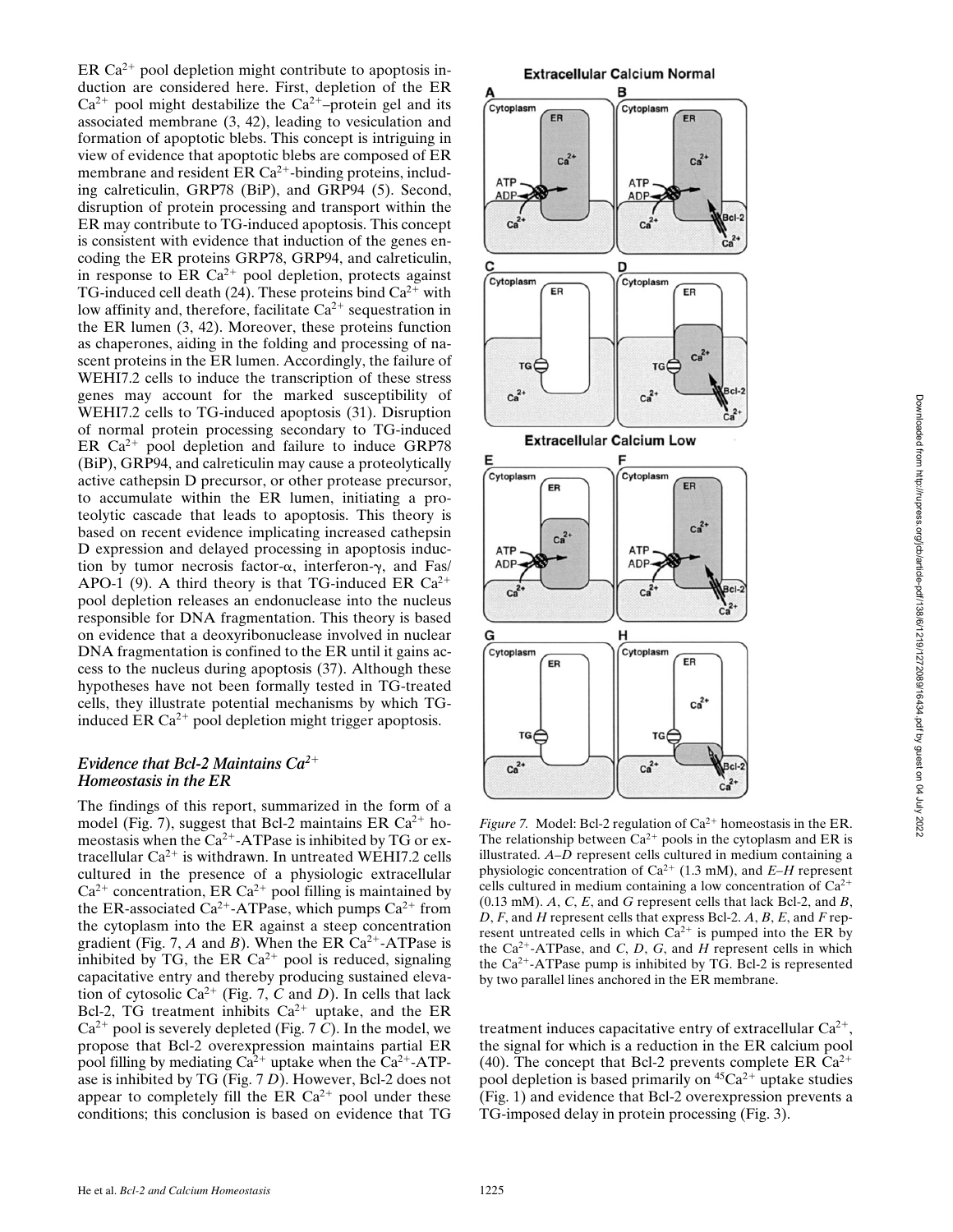ER $Ca^{2+}$ pool depletion might contribute to apoptosis induction are considered here. First, depletion of the ER $Ca^{2+}$ pool might destabilize the $Ca^{2+}$–protein gel and its associated membrane (3, 42), leading to vesiculation and formation of apoptotic blebs. This concept is intriguing in view of evidence that apoptotic blebs are composed of ER membrane and resident ER $Ca^{2+}$-binding proteins, including calreticulin, GRP78 (BiP), and GRP94 (5). Second, disruption of protein processing and transport within the ER may contribute to TG-induced apoptosis. This concept is consistent with evidence that induction of the genes encoding the ER proteins GRP78, GRP94, and calreticulin, in response to ER $Ca^{2+}$ pool depletion, protects against TG-induced cell death (24). These proteins bind $Ca^{2+}$ with low affinity and, therefore, facilitate $Ca^{2+}$ sequestration in the ER lumen (3, 42). Moreover, these proteins function as chaperones, aiding in the folding and processing of nascent proteins in the ER lumen. Accordingly, the failure of WEHI7.2 cells to induce the transcription of these stress genes may account for the marked susceptibility of WEHI7.2 cells to TG-induced apoptosis (31). Disruption of normal protein processing secondary to TG-induced ER $Ca^{2+}$ pool depletion and failure to induce GRP78 (BiP), GRP94, and calreticulin may cause a proteolytically active cathepsin D precursor, or other protease precursor, to accumulate within the ER lumen, initiating a proteolytic cascade that leads to apoptosis. This theory is based on recent evidence implicating increased cathepsin D expression and delayed processing in apoptosis induction by tumor necrosis factor-α, interferon-γ, and Fas/APO-1 (9). A third theory is that TG-induced ER $Ca^{2+}$ pool depletion releases an endonuclease into the nucleus responsible for DNA fragmentation. This theory is based on evidence that a deoxyribonuclease involved in nuclear DNA fragmentation is confined to the ER until it gains access to the nucleus during apoptosis (37). Although these hypotheses have not been formally tested in TG-treated cells, they illustrate potential mechanisms by which TG-induced ER $Ca^{2+}$ pool depletion might trigger apoptosis.

### *Evidence that Bcl-2 Maintains $Ca^{2+}$ Homeostasis in the ER*

The findings of this report, summarized in the form of a model (Fig. 7), suggest that Bcl-2 maintains ER $Ca^{2+}$ homeostasis when the $Ca^{2+}$-ATPase is inhibited by TG or extracellular $Ca^{2+}$ is withdrawn. In untreated WEHI7.2 cells cultured in the presence of a physiologic extracellular $Ca^{2+}$ concentration, ER $Ca^{2+}$ pool filling is maintained by the ER-associated $Ca^{2+}$-ATPase, which pumps $Ca^{2+}$ from the cytoplasm into the ER against a steep concentration gradient (Fig. 7, *A* and *B*). When the ER $Ca^{2+}$-ATPase is inhibited by TG, the ER $Ca^{2+}$ pool is reduced, signaling capacitative entry and thereby producing sustained elevation of cytosolic $Ca^{2+}$ (Fig. 7, *C* and *D*). In cells that lack Bcl-2, TG treatment inhibits $Ca^{2+}$ uptake, and the ER $Ca^{2+}$ pool is severely depleted (Fig. 7 *C*). In the model, we propose that Bcl-2 overexpression maintains partial ER pool filling by mediating $Ca^{2+}$ uptake when the $Ca^{2+}$-ATPase is inhibited by TG (Fig. 7 *D*). However, Bcl-2 does not appear to completely fill the ER $Ca^{2+}$ pool under these conditions; this conclusion is based on evidence that TG treatment induces capacitative entry of extracellular $Ca^{2+}$, the signal for which is a reduction in the ER calcium pool (40). The concept that Bcl-2 prevents complete ER $Ca^{2+}$ pool depletion is based primarily on $^{45}Ca^{2+}$ uptake studies (Fig. 1) and evidence that Bcl-2 overexpression prevents a TG-imposed delay in protein processing (Fig. 3).

*Figure 7.* Model: Bcl-2 regulation of $Ca^{2+}$ homeostasis in the ER. The relationship between $Ca^{2+}$ pools in the cytoplasm and ER is illustrated. *A–D* represent cells cultured in medium containing a physiologic concentration of $Ca^{2+}$ (1.3 mM), and *E–H* represent cells cultured in medium containing a low concentration of $Ca^{2+}$ (0.13 mM). *A*, *C*, *E*, and *G* represent cells that lack Bcl-2, and *B*, *D*, *F*, and *H* represent cells that express Bcl-2. *A*, *B*, *E*, and *F* represent untreated cells in which $Ca^{2+}$ is pumped into the ER by the $Ca^{2+}$-ATPase, and *C*, *D*, *G*, and *H* represent cells in which the $Ca^{2+}$-ATPase pump is inhibited by TG. Bcl-2 is represented by two parallel lines anchored in the ER membrane.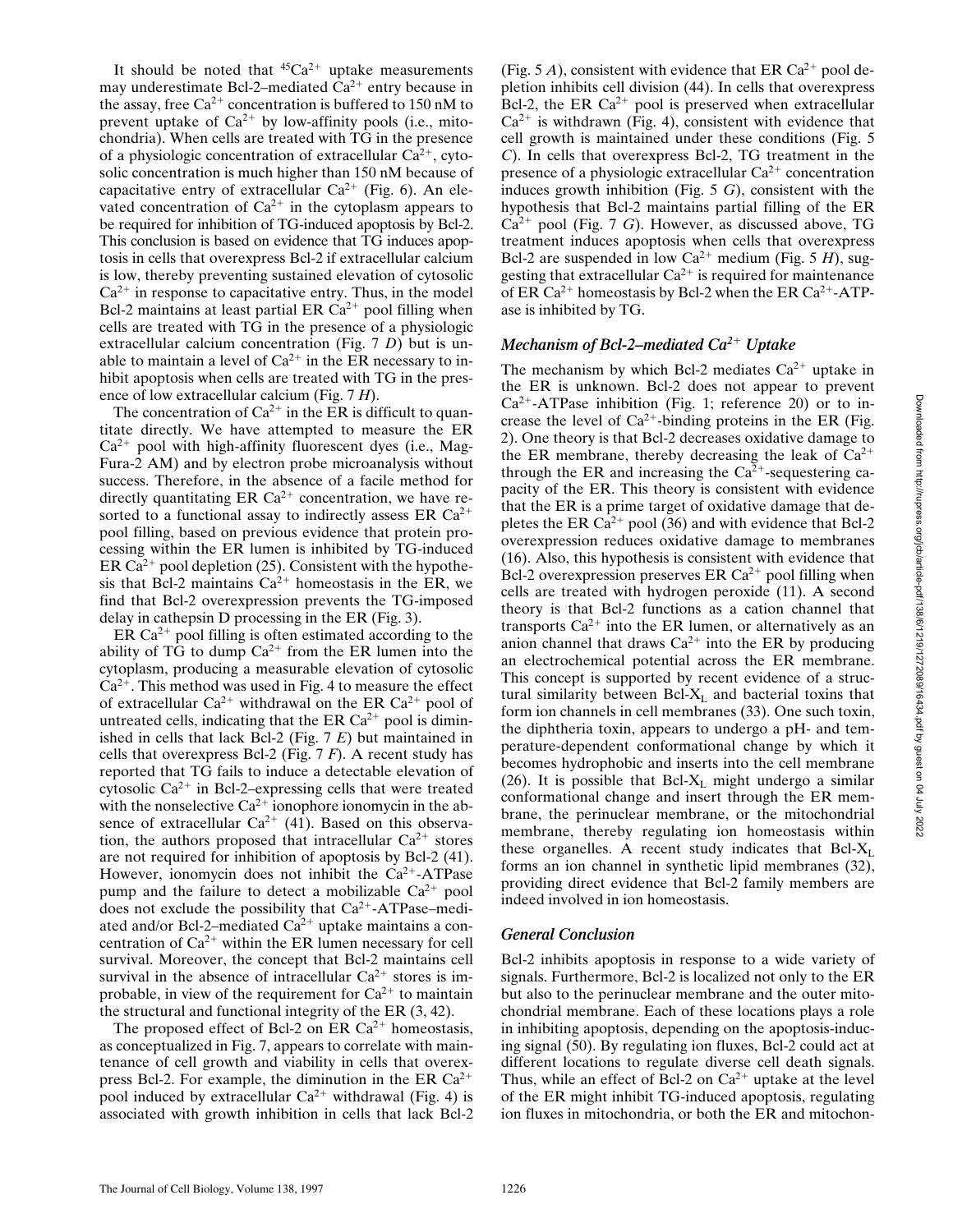It should be noted that $^{45}Ca^{2+}$ uptake measurements may underestimate Bcl-2–mediated $Ca^{2+}$ entry because in the assay, free $Ca^{2+}$ concentration is buffered to 150 nM to prevent uptake of $Ca^{2+}$ by low-affinity pools (i.e., mitochondria). When cells are treated with TG in the presence of a physiologic concentration of extracellular $Ca^{2+}$, cytosolic concentration is much higher than 150 nM because of capacitative entry of extracellular $Ca^{2+}$ (Fig. 6). An elevated concentration of $Ca^{2+}$ in the cytoplasm appears to be required for inhibition of TG-induced apoptosis by Bcl-2. This conclusion is based on evidence that TG induces apoptosis in cells that overexpress Bcl-2 if extracellular calcium is low, thereby preventing sustained elevation of cytosolic $Ca^{2+}$ in response to capacitative entry. Thus, in the model Bcl-2 maintains at least partial ER $Ca^{2+}$ pool filling when cells are treated with TG in the presence of a physiologic extracellular calcium concentration (Fig. 7 *D*) but is unable to maintain a level of $Ca^{2+}$ in the ER necessary to inhibit apoptosis when cells are treated with TG in the presence of low extracellular calcium (Fig. 7 *H*).

The concentration of $Ca^{2+}$ in the ER is difficult to quantitate directly. We have attempted to measure the ER $Ca^{2+}$ pool with high-affinity fluorescent dyes (i.e., Mag-Fura-2 AM) and by electron probe microanalysis without success. Therefore, in the absence of a facile method for directly quantitating ER $Ca^{2+}$ concentration, we have resorted to a functional assay to indirectly assess ER $Ca^{2+}$ pool filling, based on previous evidence that protein processing within the ER lumen is inhibited by TG-induced ER $Ca^{2+}$ pool depletion (25). Consistent with the hypothesis that Bcl-2 maintains $Ca^{2+}$ homeostasis in the ER, we find that Bcl-2 overexpression prevents the TG-imposed delay in cathepsin D processing in the ER (Fig. 3).

ER $Ca^{2+}$ pool filling is often estimated according to the ability of TG to dump $Ca^{2+}$ from the ER lumen into the cytoplasm, producing a measurable elevation of cytosolic $Ca^{2+}$. This method was used in Fig. 4 to measure the effect of extracellular $Ca^{2+}$ withdrawal on the ER $Ca^{2+}$ pool of untreated cells, indicating that the ER $Ca^{2+}$ pool is diminished in cells that lack Bcl-2 (Fig. 7 *E*) but maintained in cells that overexpress Bcl-2 (Fig. 7 *F*). A recent study has reported that TG fails to induce a detectable elevation of cytosolic $Ca^{2+}$ in Bcl-2–expressing cells that were treated with the nonselective $Ca^{2+}$ ionophore ionomycin in the absence of extracellular $Ca^{2+}$ (41). Based on this observation, the authors proposed that intracellular $Ca^{2+}$ stores are not required for inhibition of apoptosis by Bcl-2 (41). However, ionomycin does not inhibit the $Ca^{2+}$-ATPase pump and the failure to detect a mobilizable $Ca^{2+}$ pool does not exclude the possibility that $Ca^{2+}$-ATPase–mediated and/or Bcl-2–mediated $Ca^{2+}$ uptake maintains a concentration of $Ca^{2+}$ within the ER lumen necessary for cell survival. Moreover, the concept that Bcl-2 maintains cell survival in the absence of intracellular $Ca^{2+}$ stores is improbable, in view of the requirement for $Ca^{2+}$ to maintain the structural and functional integrity of the ER (3, 42).

The proposed effect of Bcl-2 on ER $Ca^{2+}$ homeostasis, as conceptualized in Fig. 7, appears to correlate with maintenance of cell growth and viability in cells that overexpress Bcl-2. For example, the diminution in the ER $Ca^{2+}$ pool induced by extracellular $Ca^{2+}$ withdrawal (Fig. 4) is associated with growth inhibition in cells that lack Bcl-2 (Fig. 5 *A*), consistent with evidence that ER $Ca^{2+}$ pool depletion inhibits cell division (44). In cells that overexpress Bcl-2, the ER $Ca^{2+}$ pool is preserved when extracellular $Ca^{2+}$ is withdrawn (Fig. 4), consistent with evidence that cell growth is maintained under these conditions (Fig. 5 *C*). In cells that overexpress Bcl-2, TG treatment in the presence of a physiologic extracellular $Ca^{2+}$ concentration induces growth inhibition (Fig. 5 *G*), consistent with the hypothesis that Bcl-2 maintains partial filling of the ER $Ca^{2+}$ pool (Fig. 7 *G*). However, as discussed above, TG treatment induces apoptosis when cells that overexpress Bcl-2 are suspended in low $Ca^{2+}$ medium (Fig. 5 *H*), suggesting that extracellular $Ca^{2+}$ is required for maintenance of ER $Ca^{2+}$ homeostasis by Bcl-2 when the ER $Ca^{2+}$-ATPase is inhibited by TG.

### *Mechanism of Bcl-2–mediated $Ca^{2+}$ Uptake*

The mechanism by which Bcl-2 mediates $Ca^{2+}$ uptake in the ER is unknown. Bcl-2 does not appear to prevent $Ca^{2+}$-ATPase inhibition (Fig. 1; reference 20) or to increase the level of $Ca^{2+}$-binding proteins in the ER (Fig. 2). One theory is that Bcl-2 decreases oxidative damage to the ER membrane, thereby decreasing the leak of $Ca^{2+}$ through the ER and increasing the $Ca^{2+}$-sequestering capacity of the ER. This theory is consistent with evidence that the ER is a prime target of oxidative damage that depletes the ER $Ca^{2+}$ pool (36) and with evidence that Bcl-2 overexpression reduces oxidative damage to membranes (16). Also, this hypothesis is consistent with evidence that Bcl-2 overexpression preserves ER $Ca^{2+}$ pool filling when cells are treated with hydrogen peroxide (11). A second theory is that Bcl-2 functions as a cation channel that transports $Ca^{2+}$ into the ER lumen, or alternatively as an anion channel that draws $Ca^{2+}$ into the ER by producing an electrochemical potential across the ER membrane. This concept is supported by recent evidence of a structural similarity between Bcl-$X_L$ and bacterial toxins that form ion channels in cell membranes (33). One such toxin, the diphtheria toxin, appears to undergo a pH- and temperature-dependent conformational change by which it becomes hydrophobic and inserts into the cell membrane (26). It is possible that Bcl-$X_L$ might undergo a similar conformational change and insert through the ER membrane, the perinuclear membrane, or the mitochondrial membrane, thereby regulating ion homeostasis within these organelles. A recent study indicates that Bcl-$X_L$ forms an ion channel in synthetic lipid membranes (32), providing direct evidence that Bcl-2 family members are indeed involved in ion homeostasis.

### *General Conclusion*

Bcl-2 inhibits apoptosis in response to a wide variety of signals. Furthermore, Bcl-2 is localized not only to the ER but also to the perinuclear membrane and the outer mitochondrial membrane. Each of these locations plays a role in inhibiting apoptosis, depending on the apoptosis-inducing signal (50). By regulating ion fluxes, Bcl-2 could act at different locations to regulate diverse cell death signals. Thus, while an effect of Bcl-2 on $Ca^{2+}$ uptake at the level of the ER might inhibit TG-induced apoptosis, regulating ion fluxes in mitochondria, or both the ER and mitochon-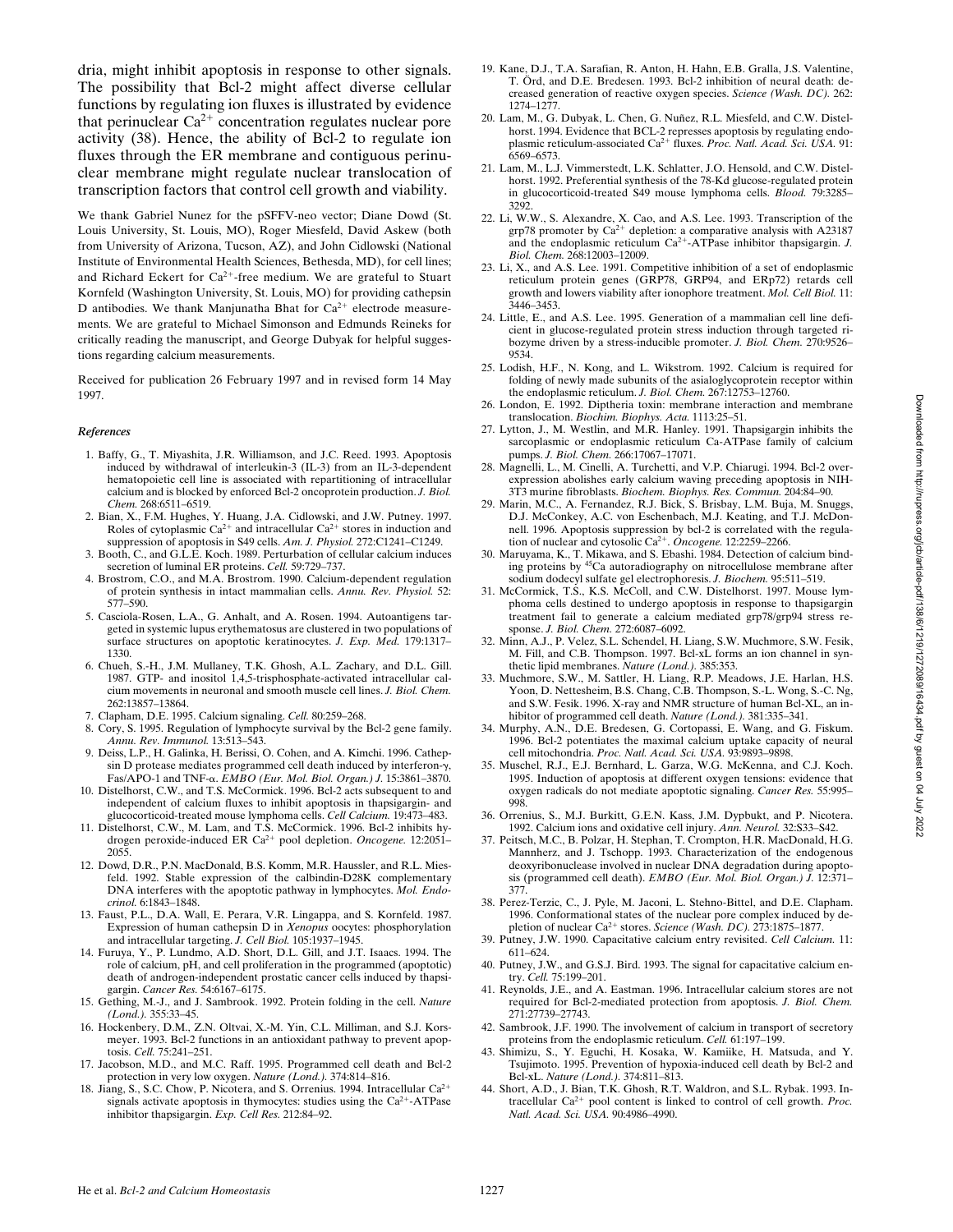dria, might inhibit apoptosis in response to other signals. The possibility that Bcl-2 might affect diverse cellular functions by regulating ion fluxes is illustrated by evidence that perinuclear $Ca^{2+}$ concentration regulates nuclear pore activity (38). Hence, the ability of Bcl-2 to regulate ion fluxes through the ER membrane and contiguous perinuclear membrane might regulate nuclear translocation of transcription factors that control cell growth and viability.

We thank Gabriel Nunez for the pSFFV-neo vector; Diane Dowd (St. Louis University, St. Louis, MO), Roger Miesfeld, David Askew (both from University of Arizona, Tucson, AZ), and John Cidlowski (National Institute of Environmental Health Sciences, Bethesda, MD), for cell lines; and Richard Eckert for $Ca^{2+}$-free medium. We are grateful to Stuart Kornfeld (Washington University, St. Louis, MO) for providing cathepsin D antibodies. We thank Manjunatha Bhat for $Ca^{2+}$ electrode measurements. We are grateful to Michael Simonson and Edmunds Reineks for critically reading the manuscript, and George Dubyak for helpful suggestions regarding calcium measurements.

Received for publication 26 February 1997 and in revised form 14 May 1997.

### *References*

1. Baffy, G., T. Miyashita, J.R. Williamson, and J.C. Reed. 1993. Apoptosis induced by withdrawal of interleukin-3 (IL-3) from an IL-3-dependent hematopoietic cell line is associated with repartitioning of intracellular calcium and is blocked by enforced Bcl-2 oncoprotein production. *J. Biol. Chem.* 268:6511–6519.
2. Bian, X., F.M. Hughes, Y. Huang, J.A. Cidlowski, and J.W. Putney. 1997. Roles of cytoplasmic $Ca^{2+}$ and intracellular $Ca^{2+}$ stores in induction and suppression of apoptosis in S49 cells. *Am. J. Physiol.* 272:C1241–C1249.
3. Booth, C., and G.L.E. Koch. 1989. Perturbation of cellular calcium induces secretion of luminal ER proteins. *Cell.* 59:729–737.
4. Brostrom, C.O., and M.A. Brostrom. 1990. Calcium-dependent regulation of protein synthesis in intact mammalian cells. *Annu. Rev. Physiol.* 52: 577–590.
5. Casciola-Rosen, L.A., G. Anhalt, and A. Rosen. 1994. Autoantigens targeted in systemic lupus erythematosus are clustered in two populations of surface structures on apoptotic keratinocytes. *J. Exp. Med.* 179:1317–1330.
6. Chueh, S.-H., J.M. Mullaney, T.K. Ghosh, A.L. Zachary, and D.L. Gill. 1987. GTP- and inositol 1,4,5-trisphosphate-activated intracellular calcium movements in neuronal and smooth muscle cell lines. *J. Biol. Chem.* 262:13857–13864.
7. Clapham, D.E. 1995. Calcium signaling. *Cell.* 80:259–268.
8. Cory, S. 1995. Regulation of lymphocyte survival by the Bcl-2 gene family. *Annu. Rev. Immunol.* 13:513–543.
9. Deiss, L.P., H. Galinka, H. Berissi, O. Cohen, and A. Kimchi. 1996. Cathepsin D protease mediates programmed cell death induced by interferon-γ, Fas/APO-1 and TNF-α. *EMBO (Eur. Mol. Biol. Organ.) J.* 15:3861–3870.
10. Distelhorst, C.W., and T.S. McCormick. 1996. Bcl-2 acts subsequent to and independent of calcium fluxes to inhibit apoptosis in thapsigargin- and glucocorticoid-treated mouse lymphoma cells. *Cell Calcium.* 19:473–483.
11. Distelhorst, C.W., M. Lam, and T.S. McCormick. 1996. Bcl-2 inhibits hydrogen peroxide-induced ER $Ca^{2+}$ pool depletion. *Oncogene.* 12:2051–2055.
12. Dowd, D.R., P.N. MacDonald, B.S. Komm, M.R. Haussler, and R.L. Miesfeld. 1992. Stable expression of the calbindin-D28K complementary DNA interferes with the apoptotic pathway in lymphocytes. *Mol. Endocrinol.* 6:1843–1848.
13. Faust, P.L., D.A. Wall, E. Perara, V.R. Lingappa, and S. Kornfeld. 1987. Expression of human cathepsin D in *Xenopus* oocytes: phosphorylation and intracellular targeting. *J. Cell Biol.* 105:1937–1945.
14. Furuya, Y., P. Lundmo, A.D. Short, D.L. Gill, and J.T. Isaacs. 1994. The role of calcium, pH, and cell proliferation in the programmed (apoptotic) death of androgen-independent prostatic cancer cells induced by thapsigargin. *Cancer Res.* 54:6167–6175.
15. Gething, M.-J., and J. Sambrook. 1992. Protein folding in the cell. *Nature (Lond.).* 355:33–45.
16. Hockenbery, D.M., Z.N. Oltvai, X.-M. Yin, C.L. Milliman, and S.J. Korsmeyer. 1993. Bcl-2 functions in an antioxidant pathway to prevent apoptosis. *Cell.* 75:241–251.
17. Jacobson, M.D., and M.C. Raff. 1995. Programmed cell death and Bcl-2 protection in very low oxygen. *Nature (Lond.).* 374:814–816.
18. Jiang, S., S.C. Chow, P. Nicotera, and S. Orrenius. 1994. Intracellular $Ca^{2+}$ signals activate apoptosis in thymocytes: studies using the $Ca^{2+}$-ATPase inhibitor thapsigargin. *Exp. Cell Res.* 212:84–92.
19. Kane, D.J., T.A. Sarafian, R. Anton, H. Hahn, E.B. Gralla, J.S. Valentine, T. Örd, and D.E. Bredesen. 1993. Bcl-2 inhibition of neural death: decreased generation of reactive oxygen species. *Science (Wash. DC).* 262: 1274–1277.
20. Lam, M., G. Dubyak, L. Chen, G. Nuñez, R.L. Miesfeld, and C.W. Distelhorst. 1994. Evidence that BCL-2 represses apoptosis by regulating endoplasmic reticulum-associated $Ca^{2+}$ fluxes. *Proc. Natl. Acad. Sci. USA.* 91: 6569–6573.
21. Lam, M., L.J. Vimmerstedt, L.K. Schlatter, J.O. Hensold, and C.W. Distelhorst. 1992. Preferential synthesis of the 78-Kd glucose-regulated protein in glucocorticoid-treated S49 mouse lymphoma cells. *Blood.* 79:3285–3292.
22. Li, W.W., S. Alexandre, X. Cao, and A.S. Lee. 1993. Transcription of the grp78 promoter by $Ca^{2+}$ depletion: a comparative analysis with A23187 and the endoplasmic reticulum $Ca^{2+}$-ATPase inhibitor thapsigargin. *J. Biol. Chem.* 268:12003–12009.
23. Li, X., and A.S. Lee. 1991. Competitive inhibition of a set of endoplasmic reticulum protein genes (GRP78, GRP94, and ERp72) retards cell growth and lowers viability after ionophore treatment. *Mol. Cell Biol.* 11: 3446–3453.
24. Little, E., and A.S. Lee. 1995. Generation of a mammalian cell line deficient in glucose-regulated protein stress induction through targeted ribozyme driven by a stress-inducible promoter. *J. Biol. Chem.* 270:9526–9534.
25. Lodish, H.F., N. Kong, and L. Wikstrom. 1992. Calcium is required for folding of newly made subunits of the asialoglycoprotein receptor within the endoplasmic reticulum. *J. Biol. Chem.* 267:12753–12760.
26. London, E. 1992. Diptheria toxin: membrane interaction and membrane translocation. *Biochim. Biophys. Acta.* 1113:25–51.
27. Lytton, J., M. Westlin, and M.R. Hanley. 1991. Thapsigargin inhibits the sarcoplasmic or endoplasmic reticulum Ca-ATPase family of calcium pumps. *J. Biol. Chem.* 266:17067–17071.
28. Magnelli, L., M. Cinelli, A. Turchetti, and V.P. Chiarugi. 1994. Bcl-2 overexpression abolishes early calcium waving preceding apoptosis in NIH-3T3 murine fibroblasts. *Biochem. Biophys. Res. Commun.* 204:84–90.
29. Marin, M.C., A. Fernandez, R.J. Bick, S. Brisbay, L.M. Buja, M. Snuggs, D.J. McConkey, A.C. von Eschenbach, M.J. Keating, and T.J. McDonnell. 1996. Apoptosis suppression by bcl-2 is correlated with the regulation of nuclear and cytosolic $Ca^{2+}$. *Oncogene.* 12:2259–2266.
30. Maruyama, K., T. Mikawa, and S. Ebashi. 1984. Detection of calcium binding proteins by $^{45}Ca$ autoradiography on nitrocellulose membrane after sodium dodecyl sulfate gel electrophoresis. *J. Biochem.* 95:511–519.
31. McCormick, T.S., K.S. McColl, and C.W. Distelhorst. 1997. Mouse lymphoma cells destined to undergo apoptosis in response to thapsigargin treatment fail to generate a calcium mediated grp78/grp94 stress response. *J. Biol. Chem.* 272:6087–6092.
32. Minn, A.J., P. Velez, S.L. Schendel, H. Liang, S.W. Muchmore, S.W. Fesik, M. Fill, and C.B. Thompson. 1997. Bcl-xL forms an ion channel in synthetic lipid membranes. *Nature (Lond.).* 385:353.
33. Muchmore, S.W., M. Sattler, H. Liang, R.P. Meadows, J.E. Harlan, H.S. Yoon, D. Nettesheim, B.S. Chang, C.B. Thompson, S.-L. Wong, S.-C. Ng, and S.W. Fesik. 1996. X-ray and NMR structure of human Bcl-XL, an inhibitor of programmed cell death. *Nature (Lond.).* 381:335–341.
34. Murphy, A.N., D.E. Bredesen, G. Cortopassi, E. Wang, and G. Fiskum. 1996. Bcl-2 potentiates the maximal calcium uptake capacity of neural cell mitochondria. *Proc. Natl. Acad. Sci. USA.* 93:9893–9898.
35. Muschel, R.J., E.J. Bernhard, L. Garza, W.G. McKenna, and C.J. Koch. 1995. Induction of apoptosis at different oxygen tensions: evidence that oxygen radicals do not mediate apoptotic signaling. *Cancer Res.* 55:995–998.
36. Orrenius, S., M.J. Burkitt, G.E.N. Kass, J.M. Dypbukt, and P. Nicotera. 1992. Calcium ions and oxidative cell injury. *Ann. Neurol.* 32:S33–S42.
37. Peitsch, M.C., B. Polzar, H. Stephan, T. Crompton, H.R. MacDonald, H.G. Mannherz, and J. Tschopp. 1993. Characterization of the endogenous deoxyribonuclease involved in nuclear DNA degradation during apoptosis (programmed cell death). *EMBO (Eur. Mol. Biol. Organ.) J.* 12:371–377.
38. Perez-Terzic, C., J. Pyle, M. Jaconi, L. Stehno-Bittel, and D.E. Clapham. 1996. Conformational states of the nuclear pore complex induced by depletion of nuclear $Ca^{2+}$ stores. *Science (Wash. DC).* 273:1875–1877.
39. Putney, J.W. 1990. Capacitative calcium entry revisited. *Cell Calcium.* 11: 611–624.
40. Putney, J.W., and G.S.J. Bird. 1993. The signal for capacitative calcium entry. *Cell.* 75:199–201.
41. Reynolds, J.E., and A. Eastman. 1996. Intracellular calcium stores are not required for Bcl-2-mediated protection from apoptosis. *J. Biol. Chem.* 271:27739–27743.
42. Sambrook, J.F. 1990. The involvement of calcium in transport of secretory proteins from the endoplasmic reticulum. *Cell.* 61:197–199.
43. Shimizu, S., Y. Eguchi, H. Kosaka, W. Kamiike, H. Matsuda, and Y. Tsujimoto. 1995. Prevention of hypoxia-induced cell death by Bcl-2 and Bcl-xL. *Nature (Lond.).* 374:811–813.
44. Short, A.D., J. Bian, T.K. Ghosh, R.T. Waldron, and S.L. Rybak. 1993. Intracellular $Ca^{2+}$ pool content is linked to control of cell growth. *Proc. Natl. Acad. Sci. USA.* 90:4986–4990.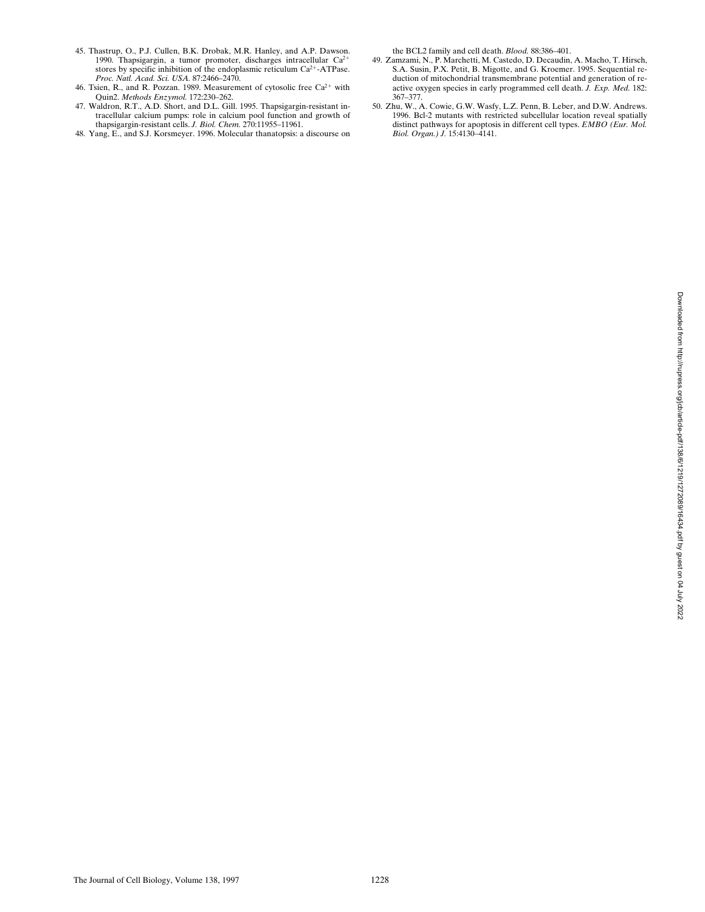45. Thastrup, O., P.J. Cullen, B.K. Drobak, M.R. Hanley, and A.P. Dawson. 1990. Thapsigargin, a tumor promoter, discharges intracellular $Ca^{2+}$ stores by specific inhibition of the endoplasmic reticulum $Ca^{2+}$-ATPase. *Proc. Natl. Acad. Sci. USA.* 87:2466–2470.

46. Tsien, R., and R. Pozzan. 1989. Measurement of cytosolic free $Ca^{2+}$ with Quin2. *Methods Enzymol.* 172:230–262.

47. Waldron, R.T., A.D. Short, and D.L. Gill. 1995. Thapsigargin-resistant intracellular calcium pumps: role in calcium pool function and growth of thapsigargin-resistant cells. *J. Biol. Chem.* 270:11955–11961.

48. Yang, E., and S.J. Korsmeyer. 1996. Molecular thanatopsis: a discourse on the BCL2 family and cell death. *Blood.* 88:386–401.

49. Zamzami, N., P. Marchetti, M. Castedo, D. Decaudin, A. Macho, T. Hirsch, S.A. Susin, P.X. Petit, B. Migotte, and G. Kroemer. 1995. Sequential reduction of mitochondrial transmembrane potential and generation of reactive oxygen species in early programmed cell death. *J. Exp. Med.* 182: 367–377.

50. Zhu, W., A. Cowie, G.W. Wasfy, L.Z. Penn, B. Leber, and D.W. Andrews. 1996. Bcl-2 mutants with restricted subcellular location reveal spatially distinct pathways for apoptosis in different cell types. *EMBO (Eur. Mol. Biol. Organ.) J.* 15:4130–4141.